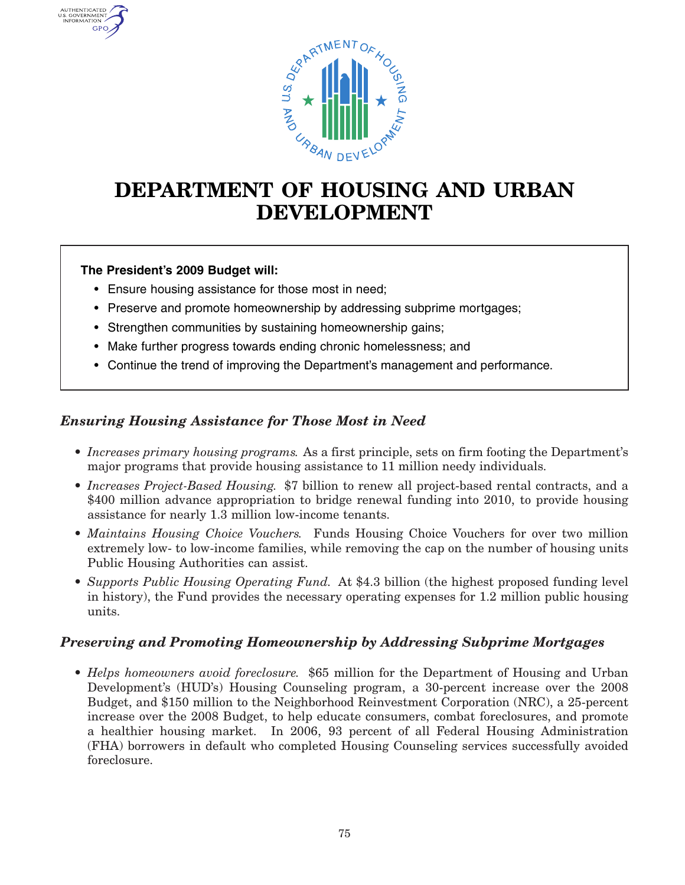# DEPARTMENT OF HOUSING AND URBAN DEVELOPMENT

**The President's 2009 Budget will:**

- Ensure housing assistance for those most in need;
- Preserve and promote homeownership by addressing subprime mortgages;
- Strengthen communities by sustaining homeownership gains;
- Make further progress towards ending chronic homelessness; and
- Continue the trend of improving the Department's management and performance.

## *Ensuring Housing Assistance for Those Most in Need*

- *Increases primary housing programs.* As a first principle, sets on firm footing the Department's major programs that provide housing assistance to 11 million needy individuals.
- *Increases Project-Based Housing.* $7 billion to renew all project-based rental contracts, and a $400 million advance appropriation to bridge renewal funding into 2010, to provide housing assistance for nearly 1.3 million low-income tenants.
- *Maintains Housing Choice Vouchers.* Funds Housing Choice Vouchers for over two million extremely low- to low-income families, while removing the cap on the number of housing units Public Housing Authorities can assist.
- *Supports Public Housing Operating Fund.* At $4.3 billion (the highest proposed funding level in history), the Fund provides the necessary operating expenses for 1.2 million public housing units.

## *Preserving and Promoting Homeownership by Addressing Subprime Mortgages*

- *Helps homeowners avoid foreclosure.* $65 million for the Department of Housing and Urban Development's (HUD's) Housing Counseling program, a 30-percent increase over the 2008 Budget, and $150 million to the Neighborhood Reinvestment Corporation (NRC), a 25-percent increase over the 2008 Budget, to help educate consumers, combat foreclosures, and promote a healthier housing market. In 2006, 93 percent of all Federal Housing Administration (FHA) borrowers in default who completed Housing Counseling services successfully avoided foreclosure.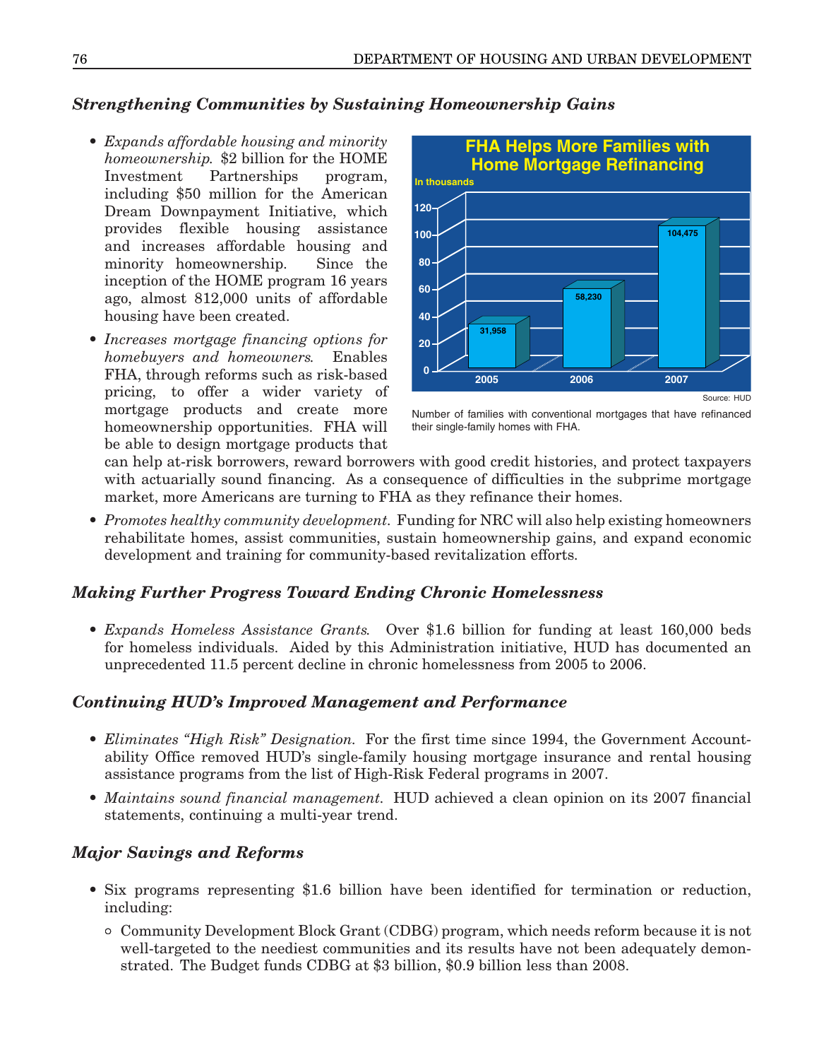## *Strengthening Communities by Sustaining Homeownership Gains*

- *Expands affordable housing and minority homeownership.* $2 billion for the HOME Investment Partnerships program, including $50 million for the American Dream Downpayment Initiative, which provides flexible housing assistance and increases affordable housing and minority homeownership. Since the inception of the HOME program 16 years ago, almost 812,000 units of affordable housing have been created.
- *Increases mortgage financing options for homebuyers and homeowners.* Enables FHA, through reforms such as risk-based pricing, to offer a wider variety of mortgage products and create more homeownership opportunities. FHA will be able to design mortgage products that can help at-risk borrowers, reward borrowers with good credit histories, and protect taxpayers with actuarially sound financing. As a consequence of difficulties in the subprime mortgage market, more Americans are turning to FHA as they refinance their homes.

FHA Helps More Families with Home Mortgage Refinancing

In thousands

120
100
80
60
40
20
0

31,958
58,230
104,475

2005
2006
2007

Source: HUD

Number of families with conventional mortgages that have refinanced their single-family homes with FHA.

- *Promotes healthy community development.* Funding for NRC will also help existing homeowners rehabilitate homes, assist communities, sustain homeownership gains, and expand economic development and training for community-based revitalization efforts.

## *Making Further Progress Toward Ending Chronic Homelessness*

- *Expands Homeless Assistance Grants.* Over $1.6 billion for funding at least 160,000 beds for homeless individuals. Aided by this Administration initiative, HUD has documented an unprecedented 11.5 percent decline in chronic homelessness from 2005 to 2006.

## *Continuing HUD's Improved Management and Performance*

- *Eliminates "High Risk" Designation.* For the first time since 1994, the Government Accountability Office removed HUD's single-family housing mortgage insurance and rental housing assistance programs from the list of High-Risk Federal programs in 2007.
- *Maintains sound financial management.* HUD achieved a clean opinion on its 2007 financial statements, continuing a multi-year trend.

## *Major Savings and Reforms*

- Six programs representing $1.6 billion have been identified for termination or reduction, including:
  - Community Development Block Grant (CDBG) program, which needs reform because it is not well-targeted to the neediest communities and its results have not been adequately demonstrated. The Budget funds CDBG at $3 billion, $0.9 billion less than 2008.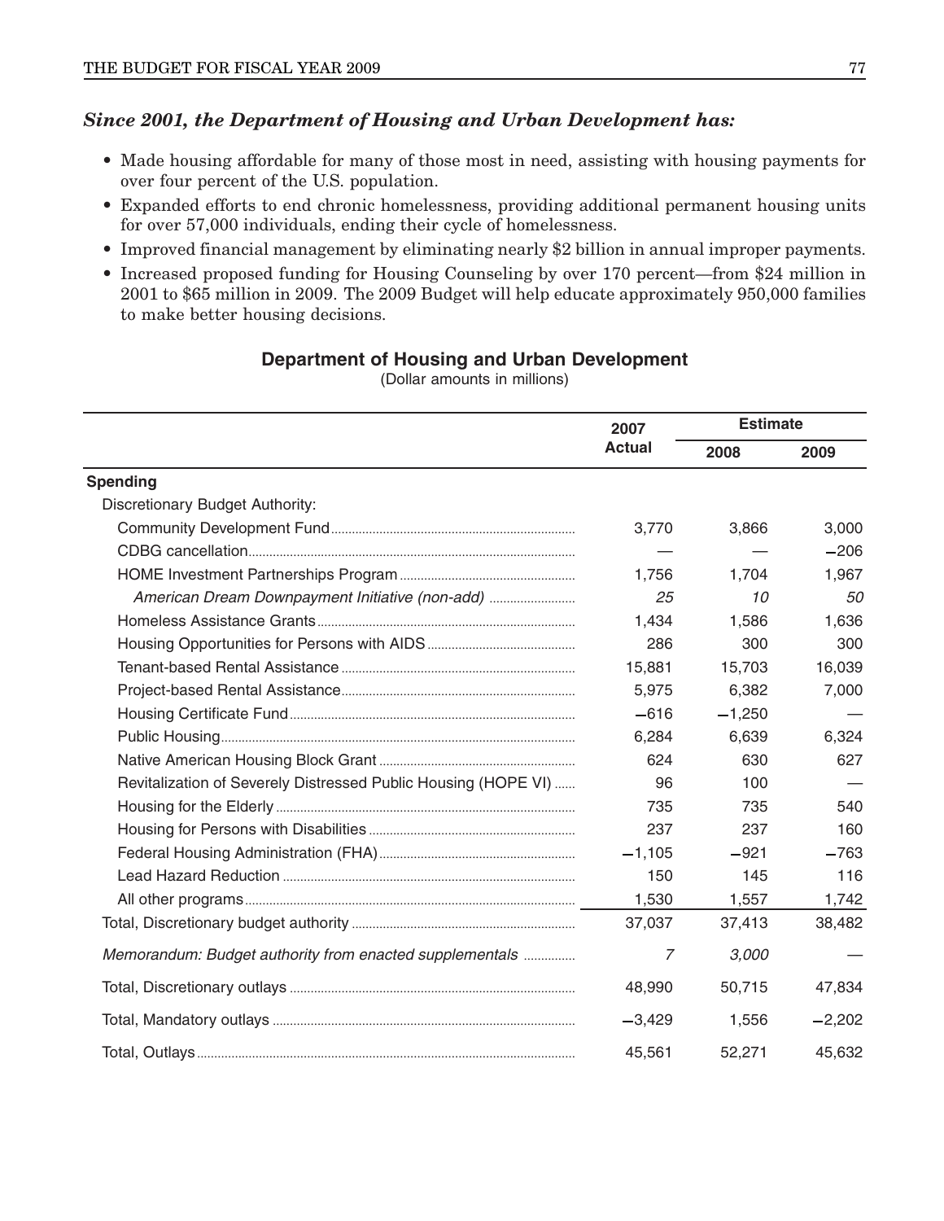### *Since 2001, the Department of Housing and Urban Development has:*

- Made housing affordable for many of those most in need, assisting with housing payments for over four percent of the U.S. population.
- Expanded efforts to end chronic homelessness, providing additional permanent housing units for over 57,000 individuals, ending their cycle of homelessness.
- Improved financial management by eliminating nearly $2 billion in annual improper payments.
- Increased proposed funding for Housing Counseling by over 170 percent—from $24 million in 2001 to $65 million in 2009. The 2009 Budget will help educate approximately 950,000 families to make better housing decisions.

**Department of Housing and Urban Development**

(Dollar amounts in millions)

| | 2007 Actual | Estimate | |
|---|---|---|---|
| | | 2008 | 2009 |
| **Spending** | | | |
| Discretionary Budget Authority: | | | |
| Community Development Fund | 3,770 | 3,866 | 3,000 |
| CDBG cancellation | — | — | −206 |
| HOME Investment Partnerships Program | 1,756 | 1,704 | 1,967 |
| *American Dream Downpayment Initiative (non-add)* | *25* | *10* | *50* |
| Homeless Assistance Grants | 1,434 | 1,586 | 1,636 |
| Housing Opportunities for Persons with AIDS | 286 | 300 | 300 |
| Tenant-based Rental Assistance | 15,881 | 15,703 | 16,039 |
| Project-based Rental Assistance | 5,975 | 6,382 | 7,000 |
| Housing Certificate Fund | −616 | −1,250 | — |
| Public Housing | 6,284 | 6,639 | 6,324 |
| Native American Housing Block Grant | 624 | 630 | 627 |
| Revitalization of Severely Distressed Public Housing (HOPE VI) | 96 | 100 | — |
| Housing for the Elderly | 735 | 735 | 540 |
| Housing for Persons with Disabilities | 237 | 237 | 160 |
| Federal Housing Administration (FHA) | −1,105 | −921 | −763 |
| Lead Hazard Reduction | 150 | 145 | 116 |
| All other programs | 1,530 | 1,557 | 1,742 |
| Total, Discretionary budget authority | 37,037 | 37,413 | 38,482 |
| *Memorandum: Budget authority from enacted supplementals* | *7* | *3,000* | — |
| Total, Discretionary outlays | 48,990 | 50,715 | 47,834 |
| Total, Mandatory outlays | −3,429 | 1,556 | −2,202 |
| Total, Outlays | 45,561 | 52,271 | 45,632 |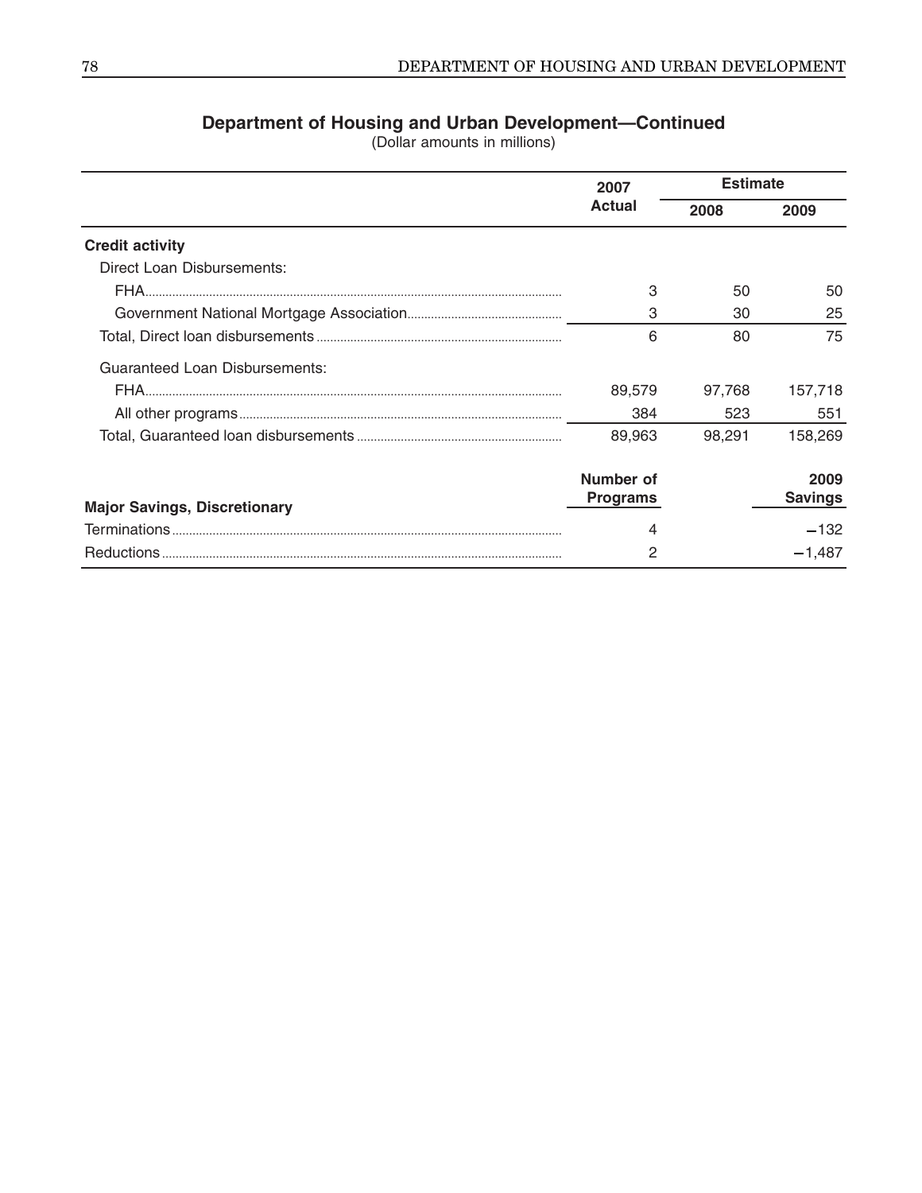## Department of Housing and Urban Development—Continued

(Dollar amounts in millions)

| | 2007 Actual | Estimate 2008 | Estimate 2009 |
|---|---|---|---|
| **Credit activity** | | | |
| Direct Loan Disbursements: | | | |
| FHA | 3 | 50 | 50 |
| Government National Mortgage Association | 3 | 30 | 25 |
| Total, Direct loan disbursements | 6 | 80 | 75 |
| Guaranteed Loan Disbursements: | | | |
| FHA | 89,579 | 97,768 | 157,718 |
| All other programs | 384 | 523 | 551 |
| Total, Guaranteed loan disbursements | 89,963 | 98,291 | 158,269 |

| **Major Savings, Discretionary** | Number of Programs | 2009 Savings |
|---|---|---|
| Terminations | 4 | −132 |
| Reductions | 2 | −1,487 |